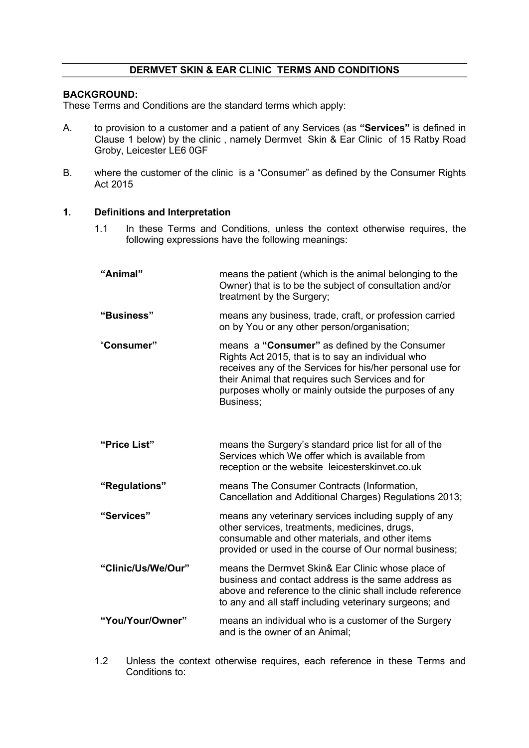# DERMVET SKIN & EAR CLINIC TERMS AND CONDITIONS

**BACKGROUND:**

These Terms and Conditions are the standard terms which apply:

A. to provision to a customer and a patient of any Services (as **"Services"** is defined in Clause 1 below) by the clinic , namely Dermvet Skin & Ear Clinic of 15 Ratby Road Groby, Leicester LE6 0GF

B. where the customer of the clinic is a "Consumer" as defined by the Consumer Rights Act 2015

## 1. Definitions and Interpretation

1.1 In these Terms and Conditions, unless the context otherwise requires, the following expressions have the following meanings:

| | |
|---|---|
| **"Animal"** | means the patient (which is the animal belonging to the Owner) that is to be the subject of consultation and/or treatment by the Surgery; |
| **"Business"** | means any business, trade, craft, or profession carried on by You or any other person/organisation; |
| "**Consumer"** | means a **"Consumer"** as defined by the Consumer Rights Act 2015, that is to say an individual who receives any of the Services for his/her personal use for their Animal that requires such Services and for purposes wholly or mainly outside the purposes of any Business; |
| **"Price List"** | means the Surgery's standard price list for all of the Services which We offer which is available from reception or the website leicesterskinvet.co.uk |
| **"Regulations"** | means The Consumer Contracts (Information, Cancellation and Additional Charges) Regulations 2013; |
| **"Services"** | means any veterinary services including supply of any other services, treatments, medicines, drugs, consumable and other materials, and other items provided or used in the course of Our normal business; |
| **"Clinic/Us/We/Our"** | means the Dermvet Skin& Ear Clinic whose place of business and contact address is the same address as above and reference to the clinic shall include reference to any and all staff including veterinary surgeons; and |
| **"You/Your/Owner"** | means an individual who is a customer of the Surgery and is the owner of an Animal; |

1.2 Unless the context otherwise requires, each reference in these Terms and Conditions to: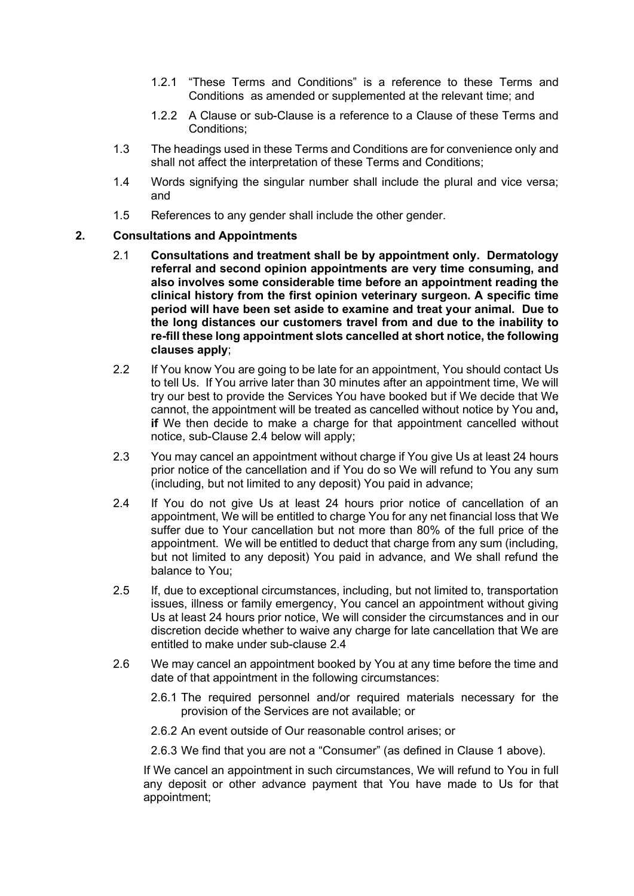1.2.1 "These Terms and Conditions" is a reference to these Terms and Conditions as amended or supplemented at the relevant time; and

1.2.2 A Clause or sub-Clause is a reference to a Clause of these Terms and Conditions;

1.3 The headings used in these Terms and Conditions are for convenience only and shall not affect the interpretation of these Terms and Conditions;

1.4 Words signifying the singular number shall include the plural and vice versa; and

1.5 References to any gender shall include the other gender.

## 2. Consultations and Appointments

2.1 **Consultations and treatment shall be by appointment only. Dermatology referral and second opinion appointments are very time consuming, and also involves some considerable time before an appointment reading the clinical history from the first opinion veterinary surgeon. A specific time period will have been set aside to examine and treat your animal. Due to the long distances our customers travel from and due to the inability to re-fill these long appointment slots cancelled at short notice, the following clauses apply**;

2.2 If You know You are going to be late for an appointment, You should contact Us to tell Us. If You arrive later than 30 minutes after an appointment time, We will try our best to provide the Services You have booked but if We decide that We cannot, the appointment will be treated as cancelled without notice by You and**, if** We then decide to make a charge for that appointment cancelled without notice, sub-Clause 2.4 below will apply;

2.3 You may cancel an appointment without charge if You give Us at least 24 hours prior notice of the cancellation and if You do so We will refund to You any sum (including, but not limited to any deposit) You paid in advance;

2.4 If You do not give Us at least 24 hours prior notice of cancellation of an appointment, We will be entitled to charge You for any net financial loss that We suffer due to Your cancellation but not more than 80% of the full price of the appointment. We will be entitled to deduct that charge from any sum (including, but not limited to any deposit) You paid in advance, and We shall refund the balance to You;

2.5 If, due to exceptional circumstances, including, but not limited to, transportation issues, illness or family emergency, You cancel an appointment without giving Us at least 24 hours prior notice, We will consider the circumstances and in our discretion decide whether to waive any charge for late cancellation that We are entitled to make under sub-clause 2.4

2.6 We may cancel an appointment booked by You at any time before the time and date of that appointment in the following circumstances:

2.6.1 The required personnel and/or required materials necessary for the provision of the Services are not available; or

2.6.2 An event outside of Our reasonable control arises; or

2.6.3 We find that you are not a "Consumer" (as defined in Clause 1 above).

If We cancel an appointment in such circumstances, We will refund to You in full any deposit or other advance payment that You have made to Us for that appointment;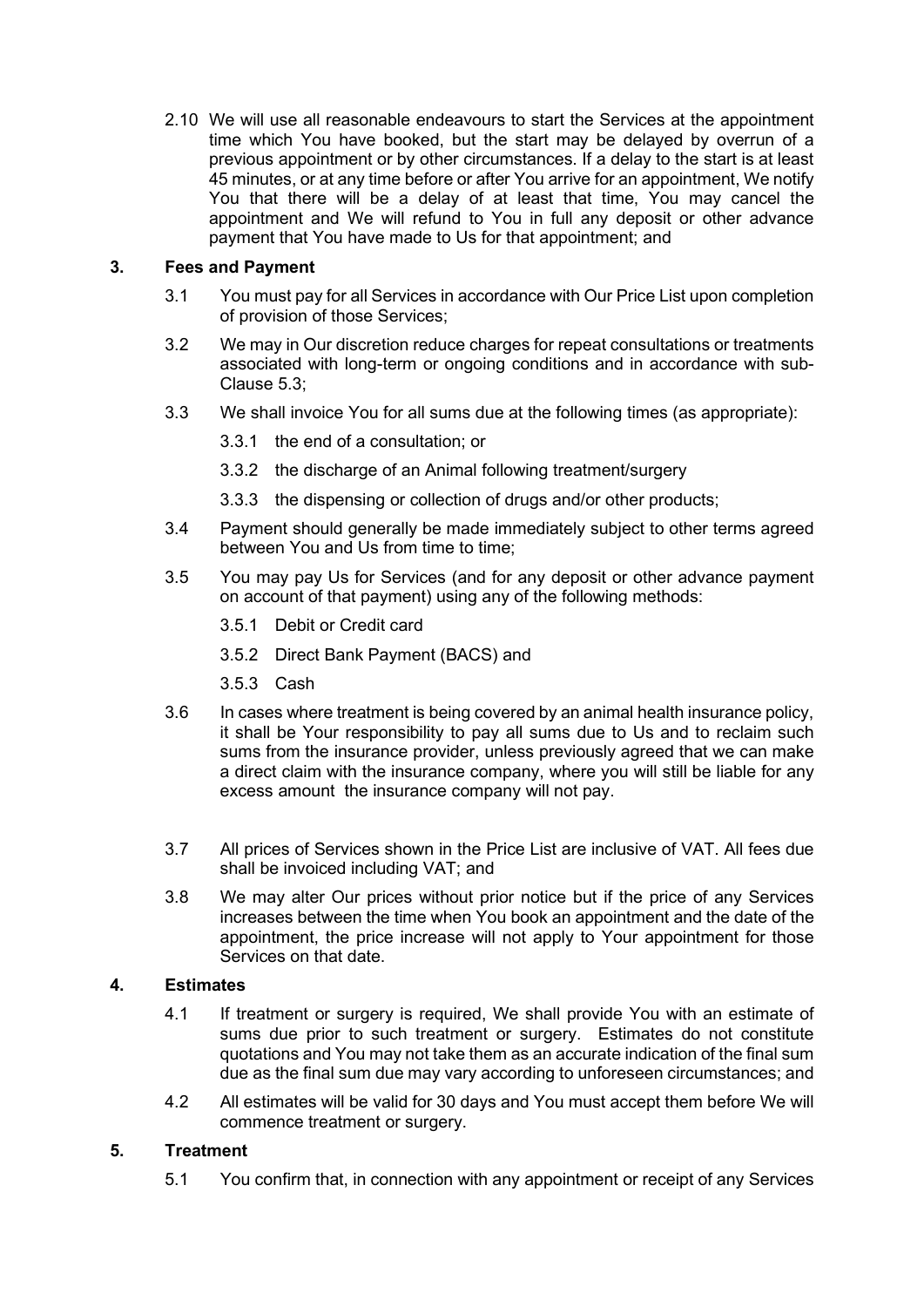2.10 We will use all reasonable endeavours to start the Services at the appointment time which You have booked, but the start may be delayed by overrun of a previous appointment or by other circumstances. If a delay to the start is at least 45 minutes, or at any time before or after You arrive for an appointment, We notify You that there will be a delay of at least that time, You may cancel the appointment and We will refund to You in full any deposit or other advance payment that You have made to Us for that appointment; and

## 3. Fees and Payment

3.1 You must pay for all Services in accordance with Our Price List upon completion of provision of those Services;

3.2 We may in Our discretion reduce charges for repeat consultations or treatments associated with long-term or ongoing conditions and in accordance with sub-Clause 5.3;

3.3 We shall invoice You for all sums due at the following times (as appropriate):

3.3.1 the end of a consultation; or

3.3.2 the discharge of an Animal following treatment/surgery

3.3.3 the dispensing or collection of drugs and/or other products;

3.4 Payment should generally be made immediately subject to other terms agreed between You and Us from time to time;

3.5 You may pay Us for Services (and for any deposit or other advance payment on account of that payment) using any of the following methods:

3.5.1 Debit or Credit card

3.5.2 Direct Bank Payment (BACS) and

3.5.3 Cash

3.6 In cases where treatment is being covered by an animal health insurance policy, it shall be Your responsibility to pay all sums due to Us and to reclaim such sums from the insurance provider, unless previously agreed that we can make a direct claim with the insurance company, where you will still be liable for any excess amount the insurance company will not pay.

3.7 All prices of Services shown in the Price List are inclusive of VAT. All fees due shall be invoiced including VAT; and

3.8 We may alter Our prices without prior notice but if the price of any Services increases between the time when You book an appointment and the date of the appointment, the price increase will not apply to Your appointment for those Services on that date.

## 4. Estimates

4.1 If treatment or surgery is required, We shall provide You with an estimate of sums due prior to such treatment or surgery. Estimates do not constitute quotations and You may not take them as an accurate indication of the final sum due as the final sum due may vary according to unforeseen circumstances; and

4.2 All estimates will be valid for 30 days and You must accept them before We will commence treatment or surgery.

## 5. Treatment

5.1 You confirm that, in connection with any appointment or receipt of any Services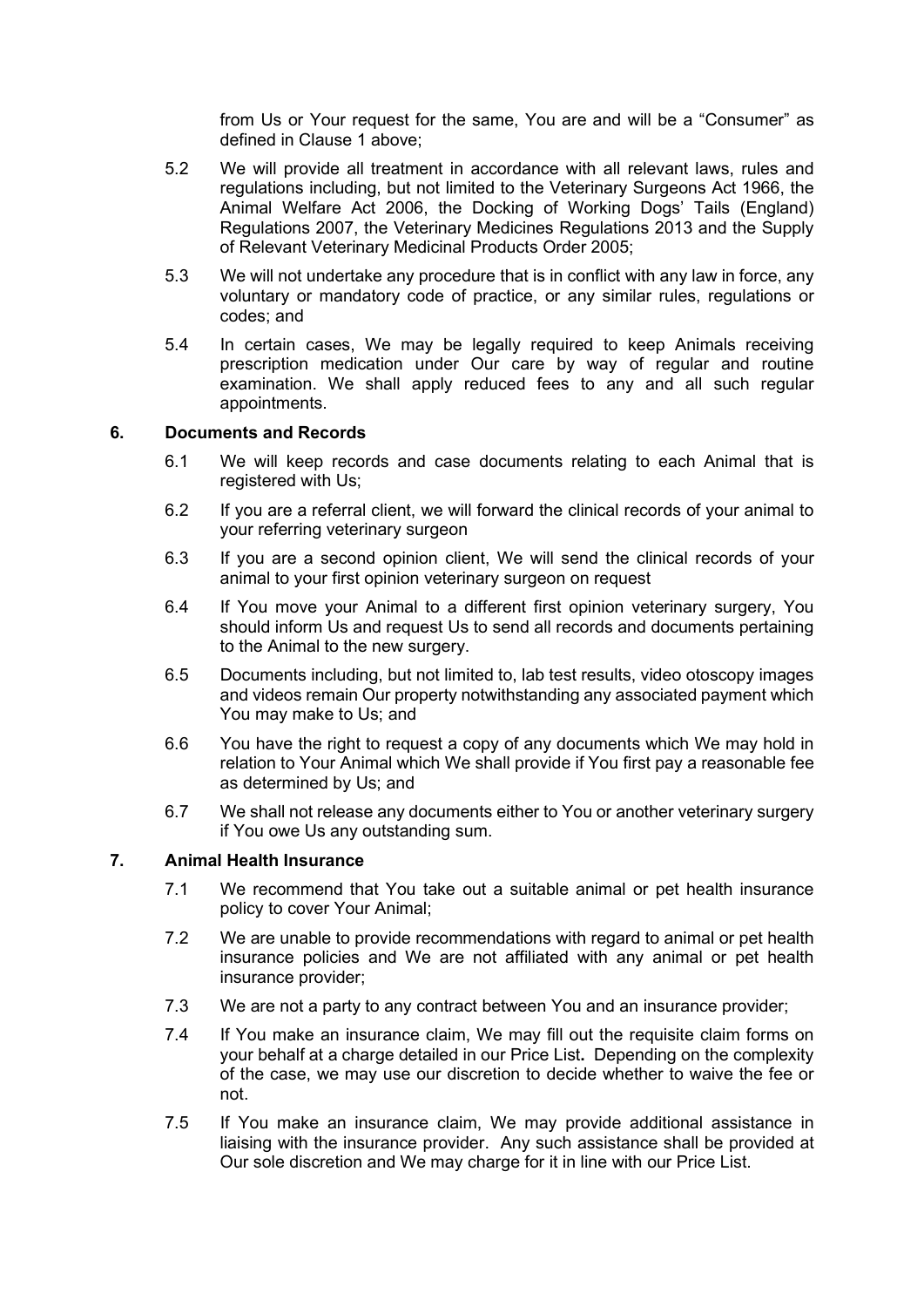from Us or Your request for the same, You are and will be a "Consumer" as defined in Clause 1 above;

5.2 We will provide all treatment in accordance with all relevant laws, rules and regulations including, but not limited to the Veterinary Surgeons Act 1966, the Animal Welfare Act 2006, the Docking of Working Dogs' Tails (England) Regulations 2007, the Veterinary Medicines Regulations 2013 and the Supply of Relevant Veterinary Medicinal Products Order 2005;

5.3 We will not undertake any procedure that is in conflict with any law in force, any voluntary or mandatory code of practice, or any similar rules, regulations or codes; and

5.4 In certain cases, We may be legally required to keep Animals receiving prescription medication under Our care by way of regular and routine examination. We shall apply reduced fees to any and all such regular appointments.

## 6. Documents and Records

6.1 We will keep records and case documents relating to each Animal that is registered with Us;

6.2 If you are a referral client, we will forward the clinical records of your animal to your referring veterinary surgeon

6.3 If you are a second opinion client, We will send the clinical records of your animal to your first opinion veterinary surgeon on request

6.4 If You move your Animal to a different first opinion veterinary surgery, You should inform Us and request Us to send all records and documents pertaining to the Animal to the new surgery.

6.5 Documents including, but not limited to, lab test results, video otoscopy images and videos remain Our property notwithstanding any associated payment which You may make to Us; and

6.6 You have the right to request a copy of any documents which We may hold in relation to Your Animal which We shall provide if You first pay a reasonable fee as determined by Us; and

6.7 We shall not release any documents either to You or another veterinary surgery if You owe Us any outstanding sum.

## 7. Animal Health Insurance

7.1 We recommend that You take out a suitable animal or pet health insurance policy to cover Your Animal;

7.2 We are unable to provide recommendations with regard to animal or pet health insurance policies and We are not affiliated with any animal or pet health insurance provider;

7.3 We are not a party to any contract between You and an insurance provider;

7.4 If You make an insurance claim, We may fill out the requisite claim forms on your behalf at a charge detailed in our Price List**.** Depending on the complexity of the case, we may use our discretion to decide whether to waive the fee or not.

7.5 If You make an insurance claim, We may provide additional assistance in liaising with the insurance provider. Any such assistance shall be provided at Our sole discretion and We may charge for it in line with our Price List.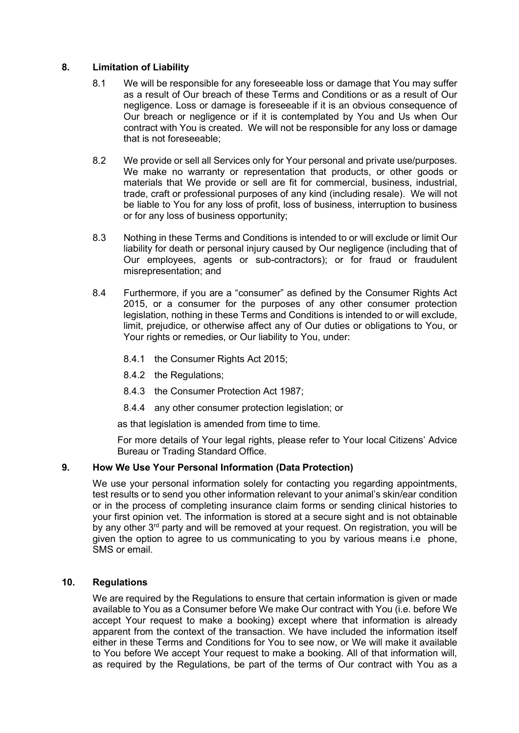## 8. Limitation of Liability

8.1 We will be responsible for any foreseeable loss or damage that You may suffer as a result of Our breach of these Terms and Conditions or as a result of Our negligence. Loss or damage is foreseeable if it is an obvious consequence of Our breach or negligence or if it is contemplated by You and Us when Our contract with You is created. We will not be responsible for any loss or damage that is not foreseeable;

8.2 We provide or sell all Services only for Your personal and private use/purposes. We make no warranty or representation that products, or other goods or materials that We provide or sell are fit for commercial, business, industrial, trade, craft or professional purposes of any kind (including resale). We will not be liable to You for any loss of profit, loss of business, interruption to business or for any loss of business opportunity;

8.3 Nothing in these Terms and Conditions is intended to or will exclude or limit Our liability for death or personal injury caused by Our negligence (including that of Our employees, agents or sub-contractors); or for fraud or fraudulent misrepresentation; and

8.4 Furthermore, if you are a "consumer" as defined by the Consumer Rights Act 2015, or a consumer for the purposes of any other consumer protection legislation, nothing in these Terms and Conditions is intended to or will exclude, limit, prejudice, or otherwise affect any of Our duties or obligations to You, or Your rights or remedies, or Our liability to You, under:

- 8.4.1 the Consumer Rights Act 2015;
- 8.4.2 the Regulations;
- 8.4.3 the Consumer Protection Act 1987;
- 8.4.4 any other consumer protection legislation; or

as that legislation is amended from time to time.

For more details of Your legal rights, please refer to Your local Citizens' Advice Bureau or Trading Standard Office.

## 9. How We Use Your Personal Information (Data Protection)

We use your personal information solely for contacting you regarding appointments, test results or to send you other information relevant to your animal's skin/ear condition or in the process of completing insurance claim forms or sending clinical histories to your first opinion vet. The information is stored at a secure sight and is not obtainable by any other 3rd party and will be removed at your request. On registration, you will be given the option to agree to us communicating to you by various means i.e phone, SMS or email.

## 10. Regulations

We are required by the Regulations to ensure that certain information is given or made available to You as a Consumer before We make Our contract with You (i.e. before We accept Your request to make a booking) except where that information is already apparent from the context of the transaction. We have included the information itself either in these Terms and Conditions for You to see now, or We will make it available to You before We accept Your request to make a booking. All of that information will, as required by the Regulations, be part of the terms of Our contract with You as a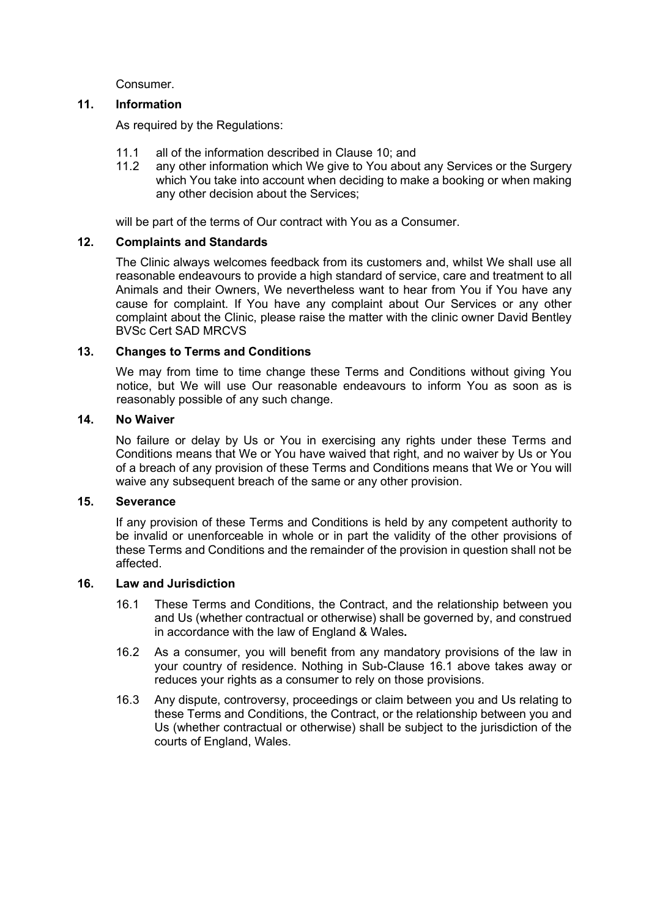Consumer.

## 11. Information

As required by the Regulations:

11.1 all of the information described in Clause 10; and

11.2 any other information which We give to You about any Services or the Surgery which You take into account when deciding to make a booking or when making any other decision about the Services;

will be part of the terms of Our contract with You as a Consumer.

## 12. Complaints and Standards

The Clinic always welcomes feedback from its customers and, whilst We shall use all reasonable endeavours to provide a high standard of service, care and treatment to all Animals and their Owners, We nevertheless want to hear from You if You have any cause for complaint. If You have any complaint about Our Services or any other complaint about the Clinic, please raise the matter with the clinic owner David Bentley BVSc Cert SAD MRCVS

## 13. Changes to Terms and Conditions

We may from time to time change these Terms and Conditions without giving You notice, but We will use Our reasonable endeavours to inform You as soon as is reasonably possible of any such change.

## 14. No Waiver

No failure or delay by Us or You in exercising any rights under these Terms and Conditions means that We or You have waived that right, and no waiver by Us or You of a breach of any provision of these Terms and Conditions means that We or You will waive any subsequent breach of the same or any other provision.

## 15. Severance

If any provision of these Terms and Conditions is held by any competent authority to be invalid or unenforceable in whole or in part the validity of the other provisions of these Terms and Conditions and the remainder of the provision in question shall not be affected.

## 16. Law and Jurisdiction

16.1 These Terms and Conditions, the Contract, and the relationship between you and Us (whether contractual or otherwise) shall be governed by, and construed in accordance with the law of England & Wales**.**

16.2 As a consumer, you will benefit from any mandatory provisions of the law in your country of residence. Nothing in Sub-Clause 16.1 above takes away or reduces your rights as a consumer to rely on those provisions.

16.3 Any dispute, controversy, proceedings or claim between you and Us relating to these Terms and Conditions, the Contract, or the relationship between you and Us (whether contractual or otherwise) shall be subject to the jurisdiction of the courts of England, Wales.